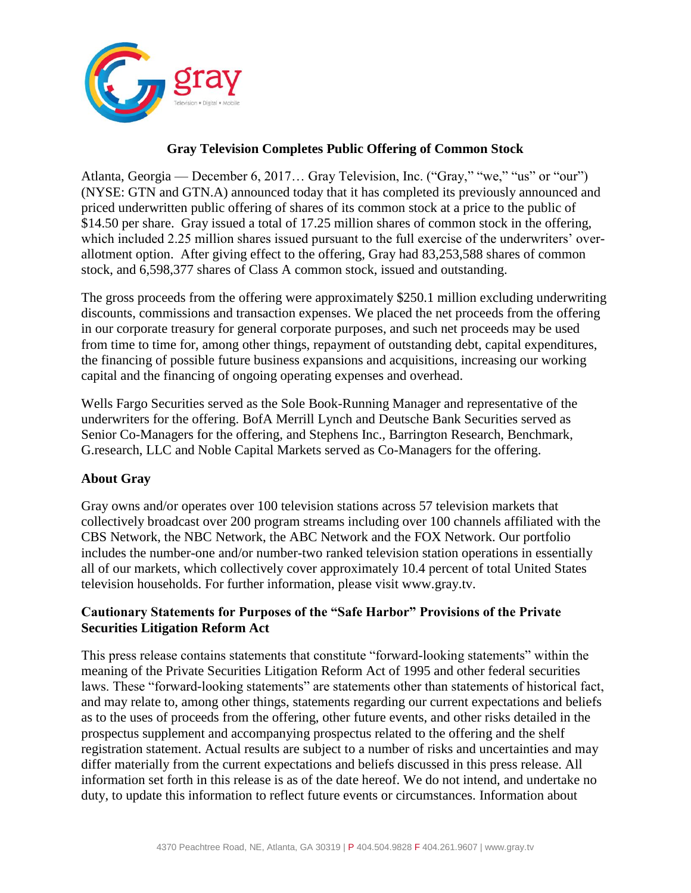# Gray Television Completes Public Offering of Common Stock

Atlanta, Georgia — December 6, 2017… Gray Television, Inc. ("Gray," "we," "us" or "our") (NYSE: GTN and GTN.A) announced today that it has completed its previously announced and priced underwritten public offering of shares of its common stock at a price to the public of $14.50 per share. Gray issued a total of 17.25 million shares of common stock in the offering, which included 2.25 million shares issued pursuant to the full exercise of the underwriters' over-allotment option. After giving effect to the offering, Gray had 83,253,588 shares of common stock, and 6,598,377 shares of Class A common stock, issued and outstanding.

The gross proceeds from the offering were approximately $250.1 million excluding underwriting discounts, commissions and transaction expenses. We placed the net proceeds from the offering in our corporate treasury for general corporate purposes, and such net proceeds may be used from time to time for, among other things, repayment of outstanding debt, capital expenditures, the financing of possible future business expansions and acquisitions, increasing our working capital and the financing of ongoing operating expenses and overhead.

Wells Fargo Securities served as the Sole Book-Running Manager and representative of the underwriters for the offering. BofA Merrill Lynch and Deutsche Bank Securities served as Senior Co-Managers for the offering, and Stephens Inc., Barrington Research, Benchmark, G.research, LLC and Noble Capital Markets served as Co-Managers for the offering.

## About Gray

Gray owns and/or operates over 100 television stations across 57 television markets that collectively broadcast over 200 program streams including over 100 channels affiliated with the CBS Network, the NBC Network, the ABC Network and the FOX Network. Our portfolio includes the number-one and/or number-two ranked television station operations in essentially all of our markets, which collectively cover approximately 10.4 percent of total United States television households. For further information, please visit www.gray.tv.

## Cautionary Statements for Purposes of the "Safe Harbor" Provisions of the Private Securities Litigation Reform Act

This press release contains statements that constitute "forward-looking statements" within the meaning of the Private Securities Litigation Reform Act of 1995 and other federal securities laws. These "forward-looking statements" are statements other than statements of historical fact, and may relate to, among other things, statements regarding our current expectations and beliefs as to the uses of proceeds from the offering, other future events, and other risks detailed in the prospectus supplement and accompanying prospectus related to the offering and the shelf registration statement. Actual results are subject to a number of risks and uncertainties and may differ materially from the current expectations and beliefs discussed in this press release. All information set forth in this release is as of the date hereof. We do not intend, and undertake no duty, to update this information to reflect future events or circumstances. Information about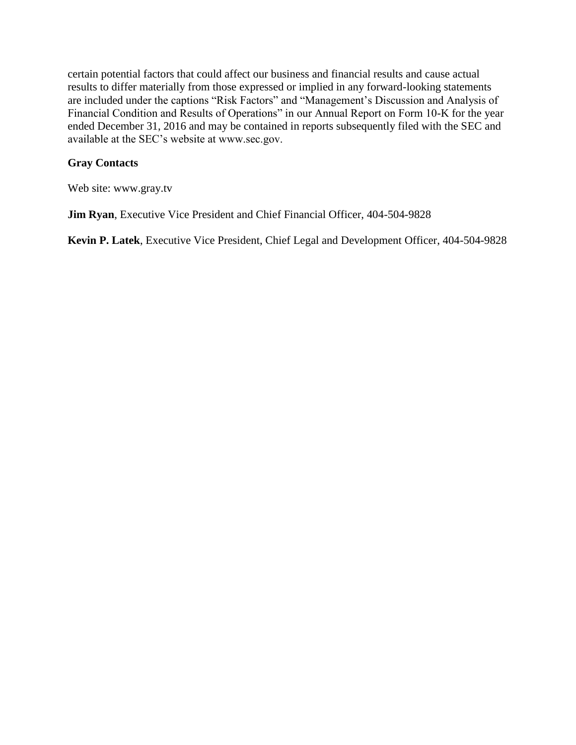certain potential factors that could affect our business and financial results and cause actual results to differ materially from those expressed or implied in any forward-looking statements are included under the captions "Risk Factors" and "Management's Discussion and Analysis of Financial Condition and Results of Operations" in our Annual Report on Form 10-K for the year ended December 31, 2016 and may be contained in reports subsequently filed with the SEC and available at the SEC's website at www.sec.gov.

**Gray Contacts**

Web site: www.gray.tv

**Jim Ryan**, Executive Vice President and Chief Financial Officer, 404-504-9828

**Kevin P. Latek**, Executive Vice President, Chief Legal and Development Officer, 404-504-9828